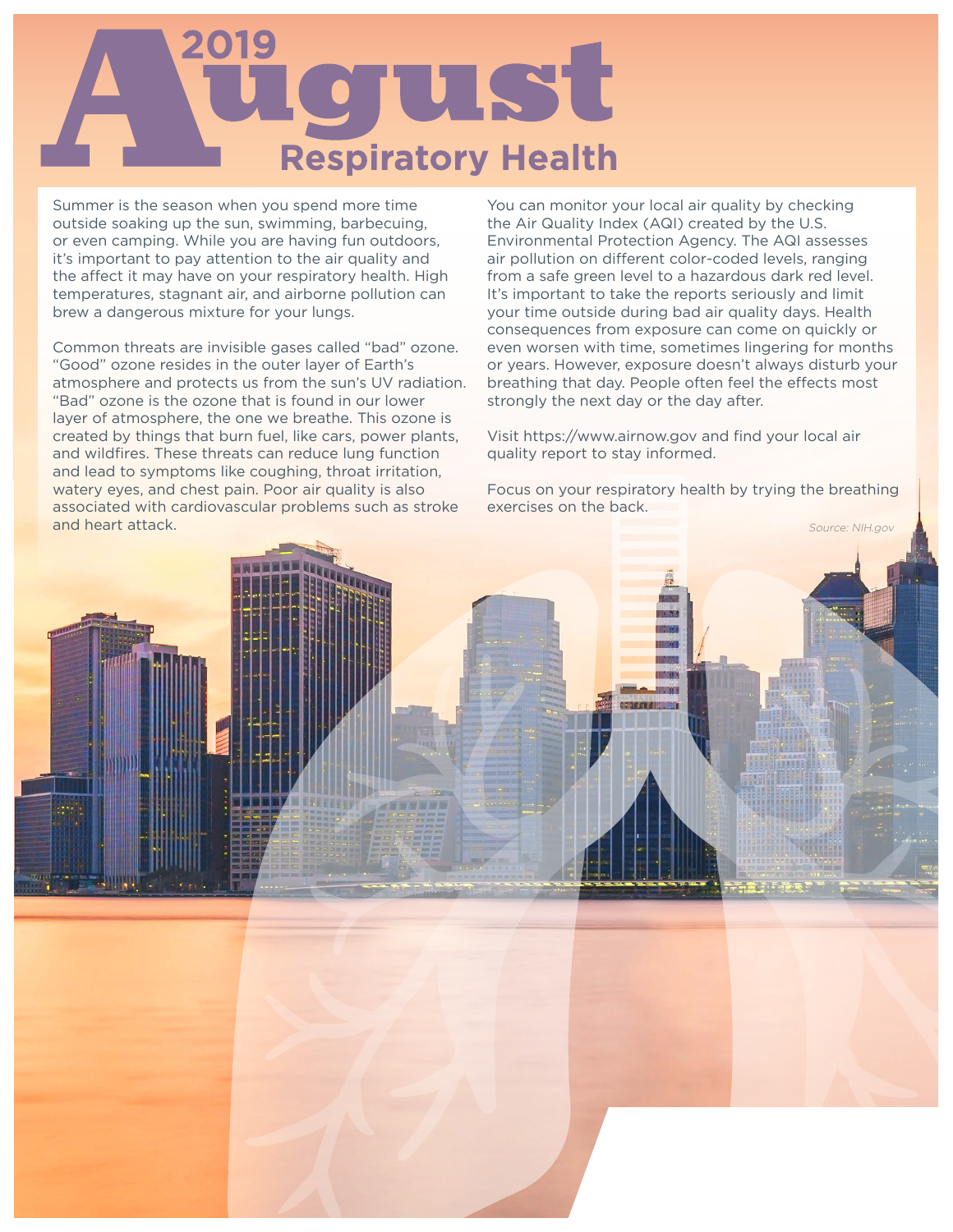# 2019 August

## Respiratory Health

Summer is the season when you spend more time outside soaking up the sun, swimming, barbecuing, or even camping. While you are having fun outdoors, it's important to pay attention to the air quality and the affect it may have on your respiratory health. High temperatures, stagnant air, and airborne pollution can brew a dangerous mixture for your lungs.

Common threats are invisible gases called "bad" ozone. "Good" ozone resides in the outer layer of Earth's atmosphere and protects us from the sun's UV radiation. "Bad" ozone is the ozone that is found in our lower layer of atmosphere, the one we breathe. This ozone is created by things that burn fuel, like cars, power plants, and wildfires. These threats can reduce lung function and lead to symptoms like coughing, throat irritation, watery eyes, and chest pain. Poor air quality is also associated with cardiovascular problems such as stroke and heart attack.

You can monitor your local air quality by checking the Air Quality Index (AQI) created by the U.S. Environmental Protection Agency. The AQI assesses air pollution on different color-coded levels, ranging from a safe green level to a hazardous dark red level. It's important to take the reports seriously and limit your time outside during bad air quality days. Health consequences from exposure can come on quickly or even worsen with time, sometimes lingering for months or years. However, exposure doesn't always disturb your breathing that day. People often feel the effects most strongly the next day or the day after.

Visit https://www.airnow.gov and find your local air quality report to stay informed.

Focus on your respiratory health by trying the breathing exercises on the back.

*Source: NIH.gov*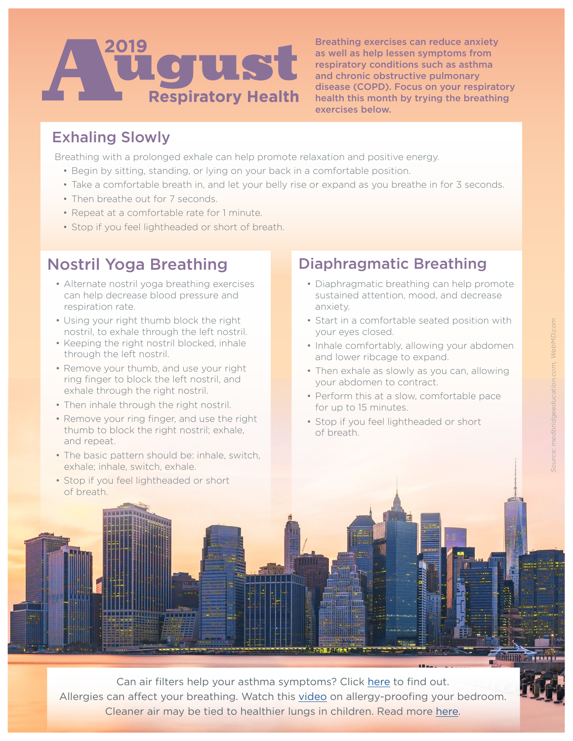# 2019 August Respiratory Health

**Breathing exercises can reduce anxiety as well as help lessen symptoms from respiratory conditions such as asthma and chronic obstructive pulmonary disease (COPD). Focus on your respiratory health this month by trying the breathing exercises below.**

## Exhaling Slowly

Breathing with a prolonged exhale can help promote relaxation and positive energy.

- Begin by sitting, standing, or lying on your back in a comfortable position.
- Take a comfortable breath in, and let your belly rise or expand as you breathe in for 3 seconds.
- Then breathe out for 7 seconds.
- Repeat at a comfortable rate for 1 minute.
- Stop if you feel lightheaded or short of breath.

## Nostril Yoga Breathing

- Alternate nostril yoga breathing exercises can help decrease blood pressure and respiration rate.
- Using your right thumb block the right nostril, to exhale through the left nostril.
- Keeping the right nostril blocked, inhale through the left nostril.
- Remove your thumb, and use your right ring finger to block the left nostril, and exhale through the right nostril.
- Then inhale through the right nostril.
- Remove your ring finger, and use the right thumb to block the right nostril; exhale, and repeat.
- The basic pattern should be: inhale, switch, exhale; inhale, switch, exhale.
- Stop if you feel lightheaded or short of breath.

## Diaphragmatic Breathing

- Diaphragmatic breathing can help promote sustained attention, mood, and decrease anxiety.
- Start in a comfortable seated position with your eyes closed.
- Inhale comfortably, allowing your abdomen and lower ribcage to expand.
- Then exhale as slowly as you can, allowing your abdomen to contract.
- Perform this at a slow, comfortable pace for up to 15 minutes.
- Stop if you feel lightheaded or short of breath.

*Source: medbridgeeducation.com, WebMD.com*

Can air filters help your asthma symptoms? Click here to find out.
Allergies can affect your breathing. Watch this video on allergy-proofing your bedroom.
Cleaner air may be tied to healthier lungs in children. Read more here.